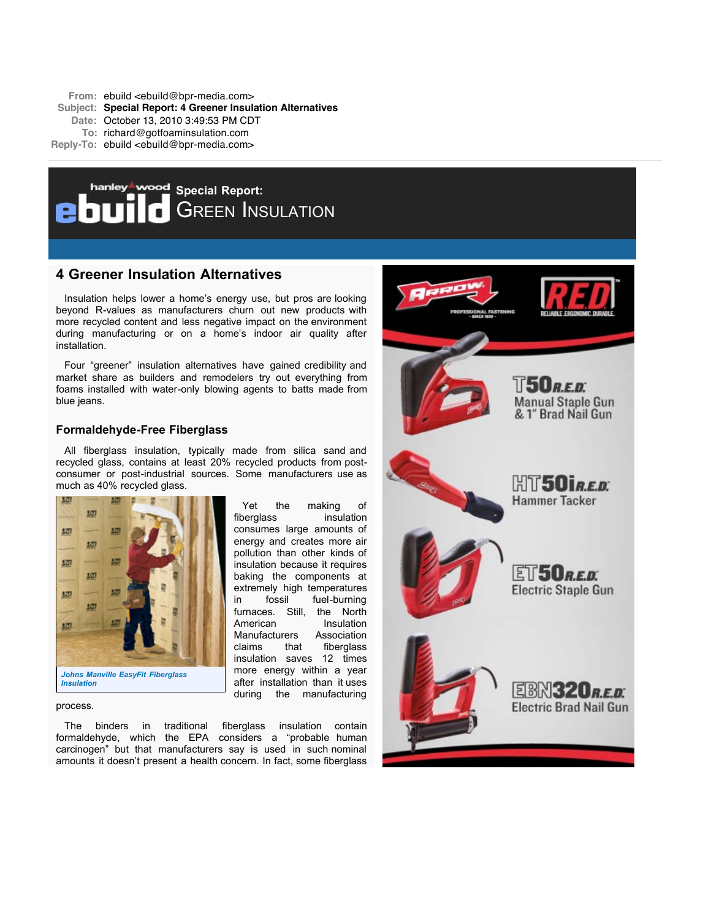**From:** ebuild <ebuild@bpr-media.com>
**Subject:** **Special Report: 4 Greener Insulation Alternatives**
**Date:** October 13, 2010 3:49:53 PM CDT
**To:** richard@gotfoaminsulation.com
**Reply-To:** ebuild <ebuild@bpr-media.com>

hanley wood **ebuild** **Special Report:** GREEN INSULATION

## 4 Greener Insulation Alternatives

Insulation helps lower a home's energy use, but pros are looking beyond R-values as manufacturers churn out new products with more recycled content and less negative impact on the environment during manufacturing or on a home's indoor air quality after installation.

Four "greener" insulation alternatives have gained credibility and market share as builders and remodelers try out everything from foams installed with water-only blowing agents to batts made from blue jeans.

### Formaldehyde-Free Fiberglass

All fiberglass insulation, typically made from silica sand and recycled glass, contains at least 20% recycled products from post-consumer or post-industrial sources. Some manufacturers use as much as 40% recycled glass.

*Johns Manville EasyFit Fiberglass Insulation*

Yet the making of fiberglass insulation consumes large amounts of energy and creates more air pollution than other kinds of insulation because it requires baking the components at extremely high temperatures in fossil fuel-burning furnaces. Still, the North American Insulation Manufacturers Association claims that fiberglass insulation saves 12 times more energy within a year after installation than it uses during the manufacturing process.

The binders in traditional fiberglass insulation contain formaldehyde, which the EPA considers a "probable human carcinogen" but that manufacturers say is used in such nominal amounts it doesn't present a health concern. In fact, some fiberglass

ARROW PROFESSIONAL FASTENING – SINCE 1929 – | RED RELIABLE. ERGONOMIC. DURABLE.

T50R.E.D. Manual Staple Gun & 1" Brad Nail Gun

HT50iR.E.D. Hammer Tacker

ET50R.E.D. Electric Staple Gun

EBN320R.E.D. Electric Brad Nail Gun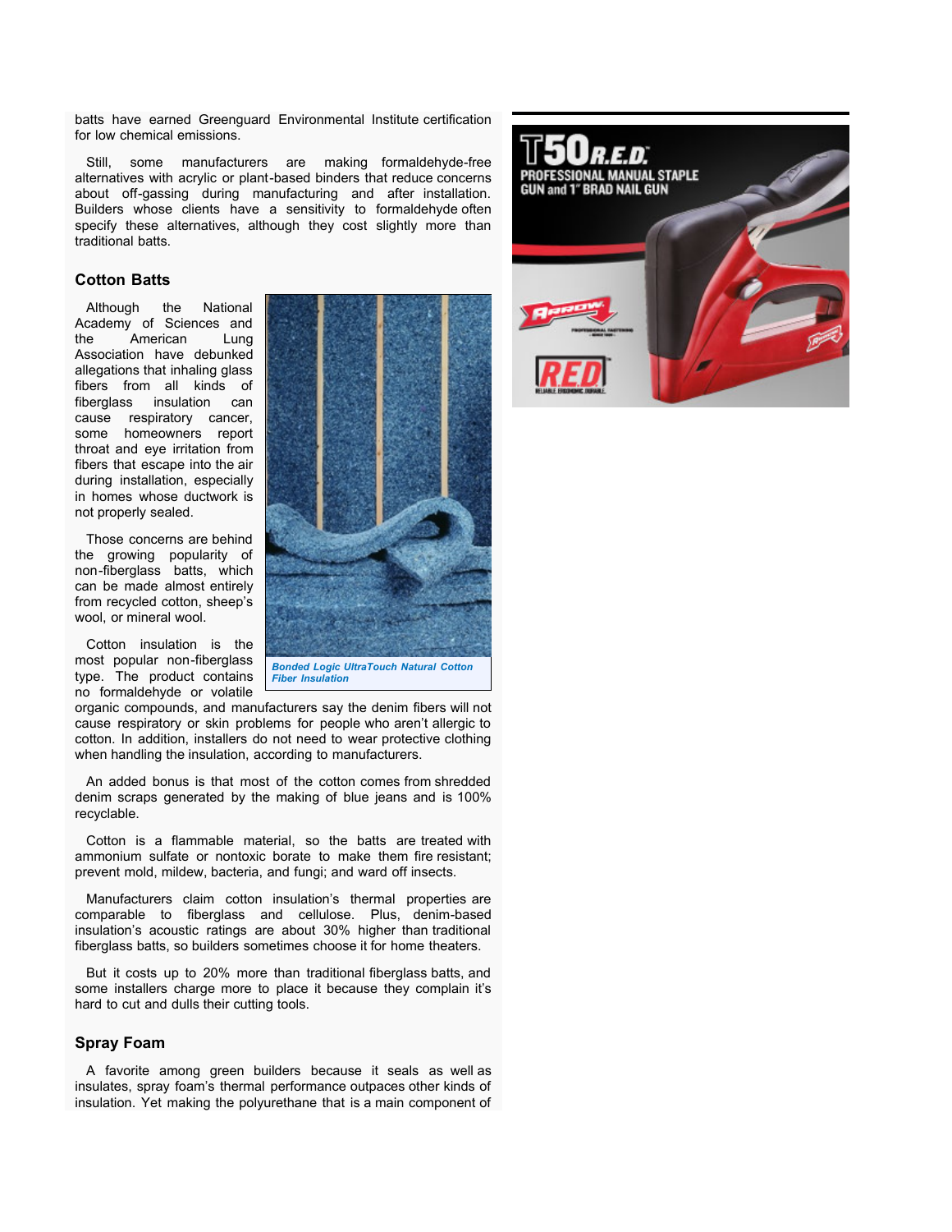batts have earned Greenguard Environmental Institute certification for low chemical emissions.

Still, some manufacturers are making formaldehyde-free alternatives with acrylic or plant-based binders that reduce concerns about off-gassing during manufacturing and after installation. Builders whose clients have a sensitivity to formaldehyde often specify these alternatives, although they cost slightly more than traditional batts.

### Cotton Batts

Although the National Academy of Sciences and the American Lung Association have debunked allegations that inhaling glass fibers from all kinds of fiberglass insulation can cause respiratory cancer, some homeowners report throat and eye irritation from fibers that escape into the air during installation, especially in homes whose ductwork is not properly sealed.

Those concerns are behind the growing popularity of non-fiberglass batts, which can be made almost entirely from recycled cotton, sheep's wool, or mineral wool.

*Bonded Logic UltraTouch Natural Cotton Fiber Insulation*

Cotton insulation is the most popular non-fiberglass type. The product contains no formaldehyde or volatile organic compounds, and manufacturers say the denim fibers will not cause respiratory or skin problems for people who aren't allergic to cotton. In addition, installers do not need to wear protective clothing when handling the insulation, according to manufacturers.

An added bonus is that most of the cotton comes from shredded denim scraps generated by the making of blue jeans and is 100% recyclable.

Cotton is a flammable material, so the batts are treated with ammonium sulfate or nontoxic borate to make them fire resistant; prevent mold, mildew, bacteria, and fungi; and ward off insects.

Manufacturers claim cotton insulation's thermal properties are comparable to fiberglass and cellulose. Plus, denim-based insulation's acoustic ratings are about 30% higher than traditional fiberglass batts, so builders sometimes choose it for home theaters.

But it costs up to 20% more than traditional fiberglass batts, and some installers charge more to place it because they complain it's hard to cut and dulls their cutting tools.

### Spray Foam

A favorite among green builders because it seals as well as insulates, spray foam's thermal performance outpaces other kinds of insulation. Yet making the polyurethane that is a main component of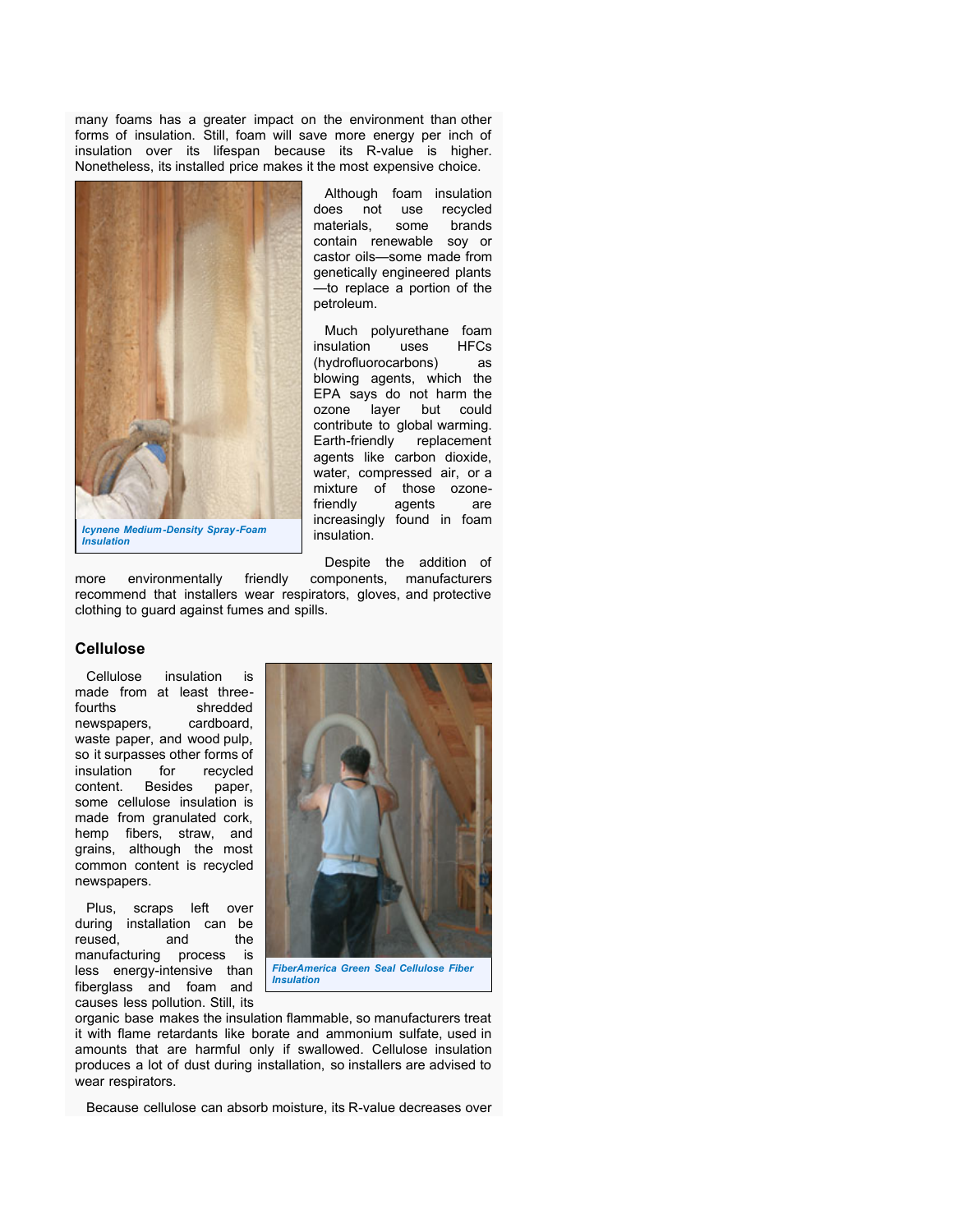many foams has a greater impact on the environment than other forms of insulation. Still, foam will save more energy per inch of insulation over its lifespan because its R-value is higher. Nonetheless, its installed price makes it the most expensive choice.

*Icynene Medium-Density Spray-Foam Insulation*

Although foam insulation does not use recycled materials, some brands contain renewable soy or castor oils—some made from genetically engineered plants—to replace a portion of the petroleum.

Much polyurethane foam insulation uses HFCs (hydrofluorocarbons) as blowing agents, which the EPA says do not harm the ozone layer but could contribute to global warming. Earth-friendly replacement agents like carbon dioxide, water, compressed air, or a mixture of those ozone-friendly agents are increasingly found in foam insulation.

Despite the addition of more environmentally friendly components, manufacturers recommend that installers wear respirators, gloves, and protective clothing to guard against fumes and spills.

## Cellulose

Cellulose insulation is made from at least three-fourths shredded newspapers, cardboard, waste paper, and wood pulp, so it surpasses other forms of insulation for recycled content. Besides paper, some cellulose insulation is made from granulated cork, hemp fibers, straw, and grains, although the most common content is recycled newspapers.

*FiberAmerica Green Seal Cellulose Fiber Insulation*

Plus, scraps left over during installation can be reused, and the manufacturing process is less energy-intensive than fiberglass and foam and causes less pollution. Still, its organic base makes the insulation flammable, so manufacturers treat it with flame retardants like borate and ammonium sulfate, used in amounts that are harmful only if swallowed. Cellulose insulation produces a lot of dust during installation, so installers are advised to wear respirators.

Because cellulose can absorb moisture, its R-value decreases over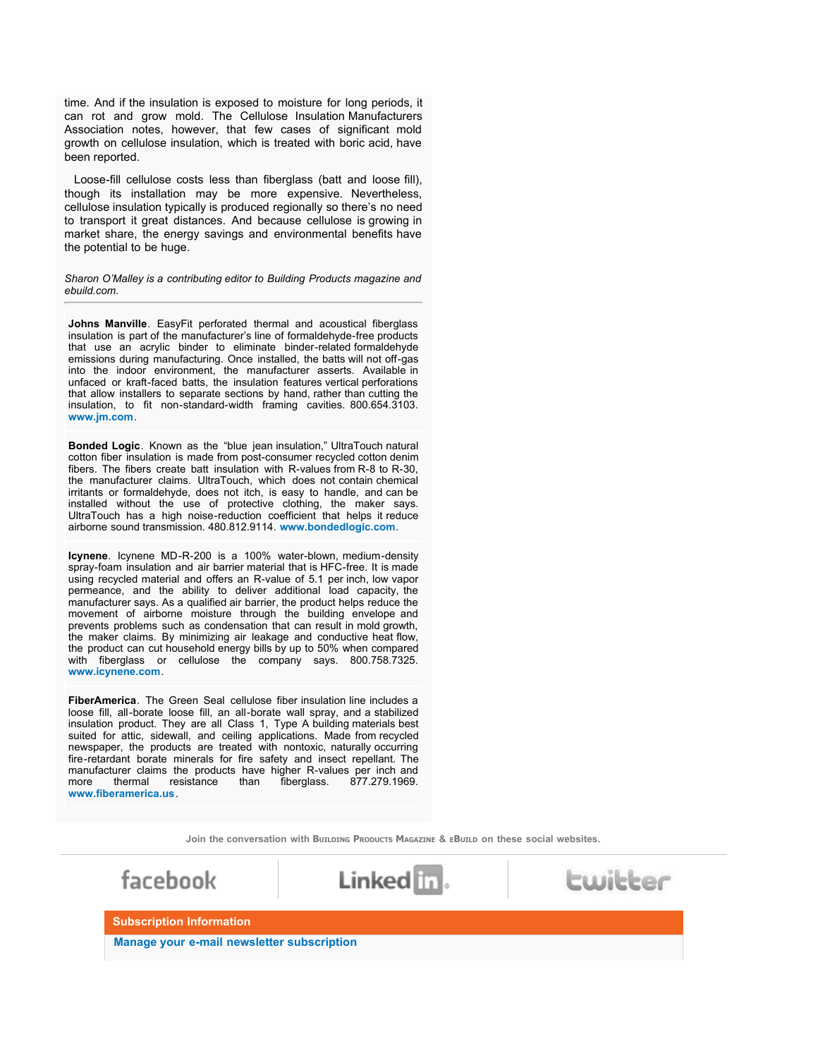time. And if the insulation is exposed to moisture for long periods, it can rot and grow mold. The Cellulose Insulation Manufacturers Association notes, however, that few cases of significant mold growth on cellulose insulation, which is treated with boric acid, have been reported.

Loose-fill cellulose costs less than fiberglass (batt and loose fill), though its installation may be more expensive. Nevertheless, cellulose insulation typically is produced regionally so there's no need to transport it great distances. And because cellulose is growing in market share, the energy savings and environmental benefits have the potential to be huge.

*Sharon O'Malley is a contributing editor to Building Products magazine and ebuild.com.*

---

**Johns Manville**. EasyFit perforated thermal and acoustical fiberglass insulation is part of the manufacturer's line of formaldehyde-free products that use an acrylic binder to eliminate binder-related formaldehyde emissions during manufacturing. Once installed, the batts will not off-gas into the indoor environment, the manufacturer asserts. Available in unfaced or kraft-faced batts, the insulation features vertical perforations that allow installers to separate sections by hand, rather than cutting the insulation, to fit non-standard-width framing cavities. 800.654.3103. **www.jm.com**.

**Bonded Logic**. Known as the "blue jean insulation," UltraTouch natural cotton fiber insulation is made from post-consumer recycled cotton denim fibers. The fibers create batt insulation with R-values from R-8 to R-30, the manufacturer claims. UltraTouch, which does not contain chemical irritants or formaldehyde, does not itch, is easy to handle, and can be installed without the use of protective clothing, the maker says. UltraTouch has a high noise-reduction coefficient that helps it reduce airborne sound transmission. 480.812.9114. **www.bondedlogic.com**.

**Icynene**. Icynene MD-R-200 is a 100% water-blown, medium-density spray-foam insulation and air barrier material that is HFC-free. It is made using recycled material and offers an R-value of 5.1 per inch, low vapor permeance, and the ability to deliver additional load capacity, the manufacturer says. As a qualified air barrier, the product helps reduce the movement of airborne moisture through the building envelope and prevents problems such as condensation that can result in mold growth, the maker claims. By minimizing air leakage and conductive heat flow, the product can cut household energy bills by up to 50% when compared with fiberglass or cellulose the company says. 800.758.7325. **www.icynene.com**.

**FiberAmerica**. The Green Seal cellulose fiber insulation line includes a loose fill, all-borate loose fill, an all-borate wall spray, and a stabilized insulation product. They are all Class 1, Type A building materials best suited for attic, sidewall, and ceiling applications. Made from recycled newspaper, the products are treated with nontoxic, naturally occurring fire-retardant borate minerals for fire safety and insect repellant. The manufacturer claims the products have higher R-values per inch and more thermal resistance than fiberglass. 877.279.1969. **www.fiberamerica.us**.

Join the conversation with Building Products Magazine & eBuild on these social websites.

facebook | LinkedIn | twitter

**Subscription Information**

**Manage your e-mail newsletter subscription**